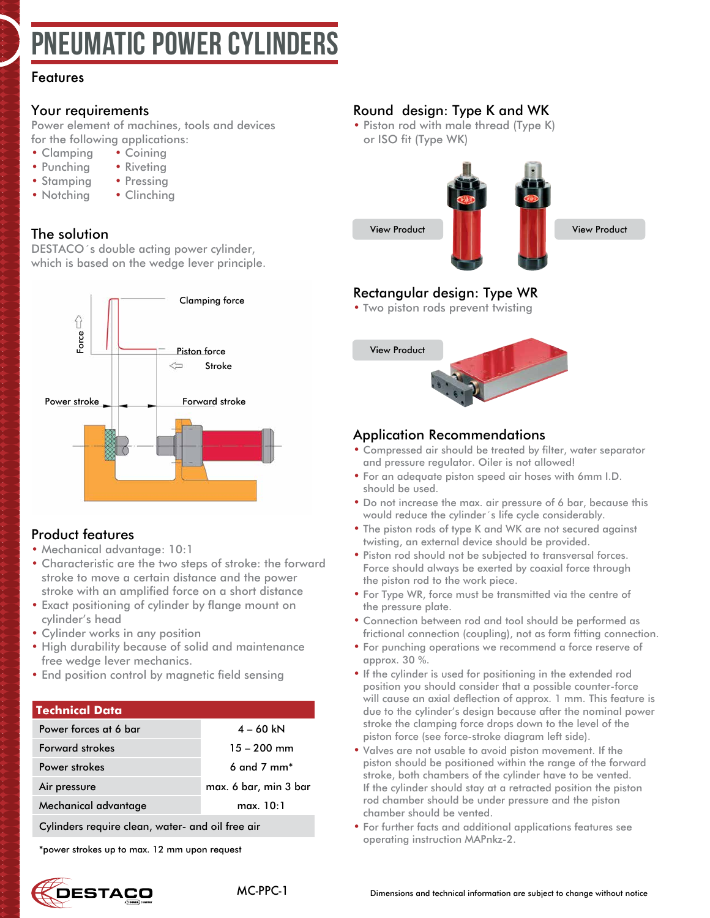# PNEUMATIC POWER CYLINDERS

## Features

### Your requirements

Power element of machines, tools and devices for the following applications:

- Clamping
- Punching
- Stamping
- Notching
- Coining
- Riveting
- Pressing
- Clinching

### The solution

DESTACO´s double acting power cylinder, which is based on the wedge lever principle.

Clamping force

Force

Piston force

Stroke

Power stroke

Forward stroke

### Product features

- Mechanical advantage: 10:1
- Characteristic are the two steps of stroke: the forward stroke to move a certain distance and the power stroke with an amplified force on a short distance
- Exact positioning of cylinder by flange mount on cylinder's head
- Cylinder works in any position
- High durability because of solid and maintenance free wedge lever mechanics.
- End position control by magnetic field sensing

| Technical Data | |
|---|---|
| Power forces at 6 bar | 4 – 60 kN |
| Forward strokes | 15 – 200 mm |
| Power strokes | 6 and 7 mm* |
| Air pressure | max. 6 bar, min 3 bar |
| Mechanical advantage | max. 10:1 |
| Cylinders require clean, water- and oil free air | |

*power strokes up to max. 12 mm upon request

### Round design: Type K and WK

- Piston rod with male thread (Type K) or ISO fit (Type WK)

View Product

View Product

### Rectangular design: Type WR

- Two piston rods prevent twisting

View Product

### Application Recommendations

- Compressed air should be treated by filter, water separator and pressure regulator. Oiler is not allowed!
- For an adequate piston speed air hoses with 6mm I.D. should be used.
- Do not increase the max. air pressure of 6 bar, because this would reduce the cylinder´s life cycle considerably.
- The piston rods of type K and WK are not secured against twisting, an external device should be provided.
- Piston rod should not be subjected to transversal forces. Force should always be exerted by coaxial force through the piston rod to the work piece.
- For Type WR, force must be transmitted via the centre of the pressure plate.
- Connection between rod and tool should be performed as frictional connection (coupling), not as form fitting connection.
- For punching operations we recommend a force reserve of approx. 30 %.
- If the cylinder is used for positioning in the extended rod position you should consider that a possible counter-force will cause an axial deflection of approx. 1 mm. This feature is due to the cylinder's design because after the nominal power stroke the clamping force drops down to the level of the piston force (see force-stroke diagram left side).
- Valves are not usable to avoid piston movement. If the piston should be positioned within the range of the forward stroke, both chambers of the cylinder have to be vented. If the cylinder should stay at a retracted position the piston rod chamber should be under pressure and the piston chamber should be vented.
- For further facts and additional applications features see operating instruction MAPnkz-2.

MC-PPC-1

Dimensions and technical information are subject to change without notice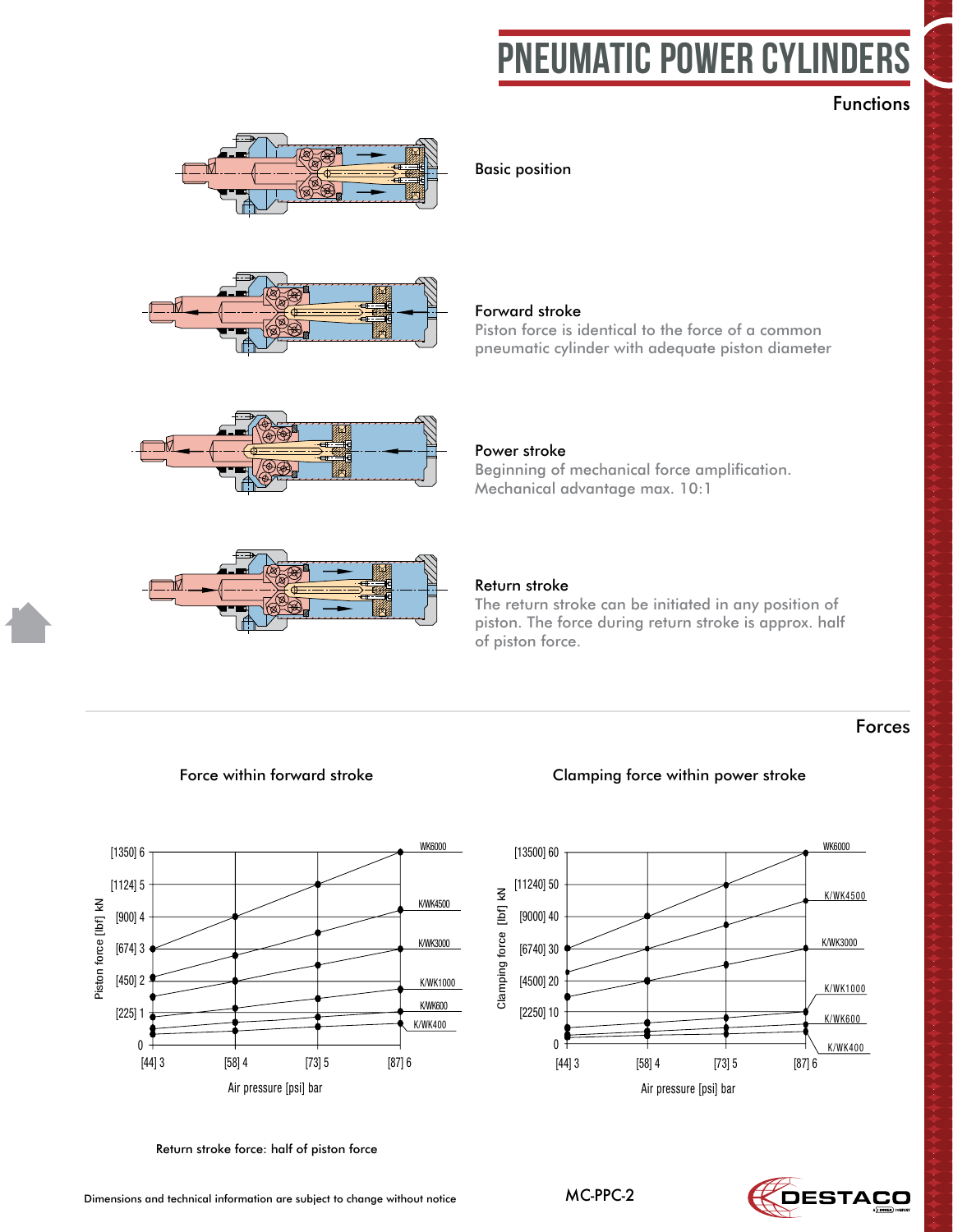# PNEUMATIC POWER CYLINDERS

## Functions

### Basic position

### Forward stroke

Piston force is identical to the force of a common pneumatic cylinder with adequate piston diameter

### Power stroke

Beginning of mechanical force amplification. Mechanical advantage max. 10:1

### Return stroke

The return stroke can be initiated in any position of piston. The force during return stroke is approx. half of piston force.

## Forces

### Force within forward stroke

Piston force [lbf] kN: 0; [225] 1; [450] 2; [674] 3; [900] 4; [1124] 5; [1350] 6

Air pressure [psi] bar: [44] 3; [58] 4; [73] 5; [87] 6

Curves: WK6000, K/WK4500, K/WK3000, K/WK1000, K/WK600, K/WK400

### Clamping force within power stroke

Clamping force [lbf] kN: 0; [2250] 10; [4500] 20; [6740] 30; [9000] 40; [11240] 50; [13500] 60

Air pressure [psi] bar: [44] 3; [58] 4; [73] 5; [87] 6

Curves: WK6000, K/WK4500, K/WK3000, K/WK1000, K/WK600, K/WK400

Return stroke force: half of piston force

Dimensions and technical information are subject to change without notice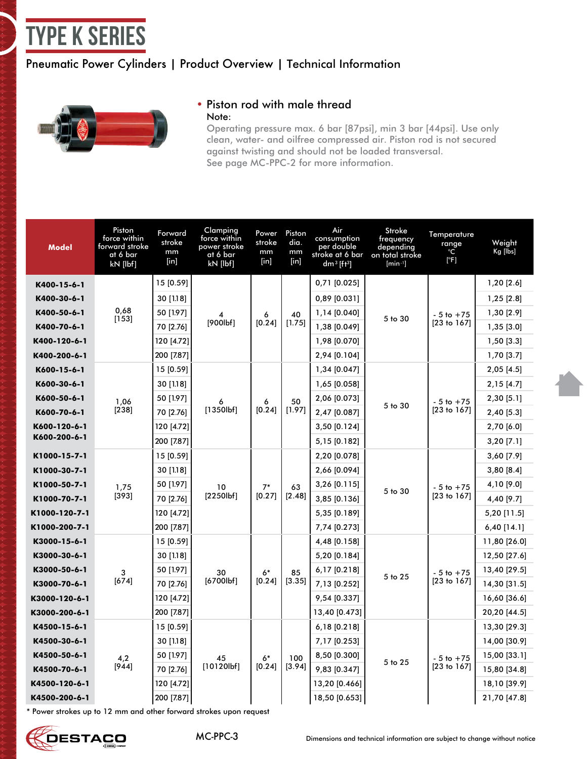# TYPE K SERIES

Pneumatic Power Cylinders | Product Overview | Technical Information

- Piston rod with male thread

Note:

Operating pressure max. 6 bar [87psi], min 3 bar [44psi]. Use only clean, water- and oilfree compressed air. Piston rod is not secured against twisting and should not be loaded transversal.
See page MC-PPC-2 for more information.

| Model | Piston force within forward stroke at 6 bar kN [lbf] | Forward stroke mm [in] | Clamping force within power stroke at 6 bar kN [lbf] | Power stroke mm [in] | Piston dia. mm [in] | Air consumption per double stroke at 6 bar dm³ [ft³] | Stroke frequency depending on total stroke [min⁻¹] | Temperature range °C [°F] | Weight Kg [lbs] |
|---|---|---|---|---|---|---|---|---|---|
| K400-15-6-1 | 0,68 [153] | 15 [0.59] | 4 [900lbf] | 6 [0.24] | 40 [1.75] | 0,71 [0.025] | 5 to 30 | - 5 to +75 [23 to 167] | 1,20 [2.6] |
| K400-30-6-1 | | 30 [1.18] | | | | 0,89 [0.031] | | | 1,25 [2.8] |
| K400-50-6-1 | | 50 [1.97] | | | | 1,14 [0.040] | | | 1,30 [2.9] |
| K400-70-6-1 | | 70 [2.76] | | | | 1,38 [0.049] | | | 1,35 [3.0] |
| K400-120-6-1 | | 120 [4.72] | | | | 1,98 [0.070] | | | 1,50 [3.3] |
| K400-200-6-1 | | 200 [7.87] | | | | 2,94 [0.104] | | | 1,70 [3.7] |
| K600-15-6-1 | 1,06 [238] | 15 [0.59] | 6 [1350lbf] | 6 [0.24] | 50 [1.97] | 1,34 [0.047] | 5 to 30 | - 5 to +75 [23 to 167] | 2,05 [4.5] |
| K600-30-6-1 | | 30 [1.18] | | | | 1,65 [0.058] | | | 2,15 [4.7] |
| K600-50-6-1 | | 50 [1.97] | | | | 2,06 [0.073] | | | 2,30 [5.1] |
| K600-70-6-1 | | 70 [2.76] | | | | 2,47 [0.087] | | | 2,40 [5.3] |
| K600-120-6-1 | | 120 [4.72] | | | | 3,50 [0.124] | | | 2,70 [6.0] |
| K600-200-6-1 | | 200 [7.87] | | | | 5,15 [0.182] | | | 3,20 [7.1] |
| K1000-15-7-1 | 1,75 [393] | 15 [0.59] | 10 [2250lbf] | 7* [0.27] | 63 [2.48] | 2,20 [0.078] | 5 to 30 | - 5 to +75 [23 to 167] | 3,60 [7.9] |
| K1000-30-7-1 | | 30 [1.18] | | | | 2,66 [0.094] | | | 3,80 [8.4] |
| K1000-50-7-1 | | 50 [1.97] | | | | 3,26 [0.115] | | | 4,10 [9.0] |
| K1000-70-7-1 | | 70 [2.76] | | | | 3,85 [0.136] | | | 4,40 [9.7] |
| K1000-120-7-1 | | 120 [4.72] | | | | 5,35 [0.189] | | | 5,20 [11.5] |
| K1000-200-7-1 | | 200 [7.87] | | | | 7,74 [0.273] | | | 6,40 [14.1] |
| K3000-15-6-1 | 3 [674] | 15 [0.59] | 30 [6700lbf] | 6* [0.24] | 85 [3.35] | 4,48 [0.158] | 5 to 25 | - 5 to +75 [23 to 167] | 11,80 [26.0] |
| K3000-30-6-1 | | 30 [1.18] | | | | 5,20 [0.184] | | | 12,50 [27.6] |
| K3000-50-6-1 | | 50 [1.97] | | | | 6,17 [0.218] | | | 13,40 [29.5] |
| K3000-70-6-1 | | 70 [2.76] | | | | 7,13 [0.252] | | | 14,30 [31.5] |
| K3000-120-6-1 | | 120 [4.72] | | | | 9,54 [0.337] | | | 16,60 [36.6] |
| K3000-200-6-1 | | 200 [7.87] | | | | 13,40 [0.473] | | | 20,20 [44.5] |
| K4500-15-6-1 | 4,2 [944] | 15 [0.59] | 45 [10120lbf] | 6* [0.24] | 100 [3.94] | 6,18 [0.218] | 5 to 25 | - 5 to +75 [23 to 167] | 13,30 [29.3] |
| K4500-30-6-1 | | 30 [1.18] | | | | 7,17 [0.253] | | | 14,00 [30.9] |
| K4500-50-6-1 | | 50 [1.97] | | | | 8,50 [0.300] | | | 15,00 [33.1] |
| K4500-70-6-1 | | 70 [2.76] | | | | 9,83 [0.347] | | | 15,80 [34.8] |
| K4500-120-6-1 | | 120 [4.72] | | | | 13,20 [0.466] | | | 18,10 [39.9] |
| K4500-200-6-1 | | 200 [7.87] | | | | 18,50 [0.653] | | | 21,70 [47.8] |

\* Power strokes up to 12 mm and other forward strokes upon request

Dimensions and technical information are subject to change without notice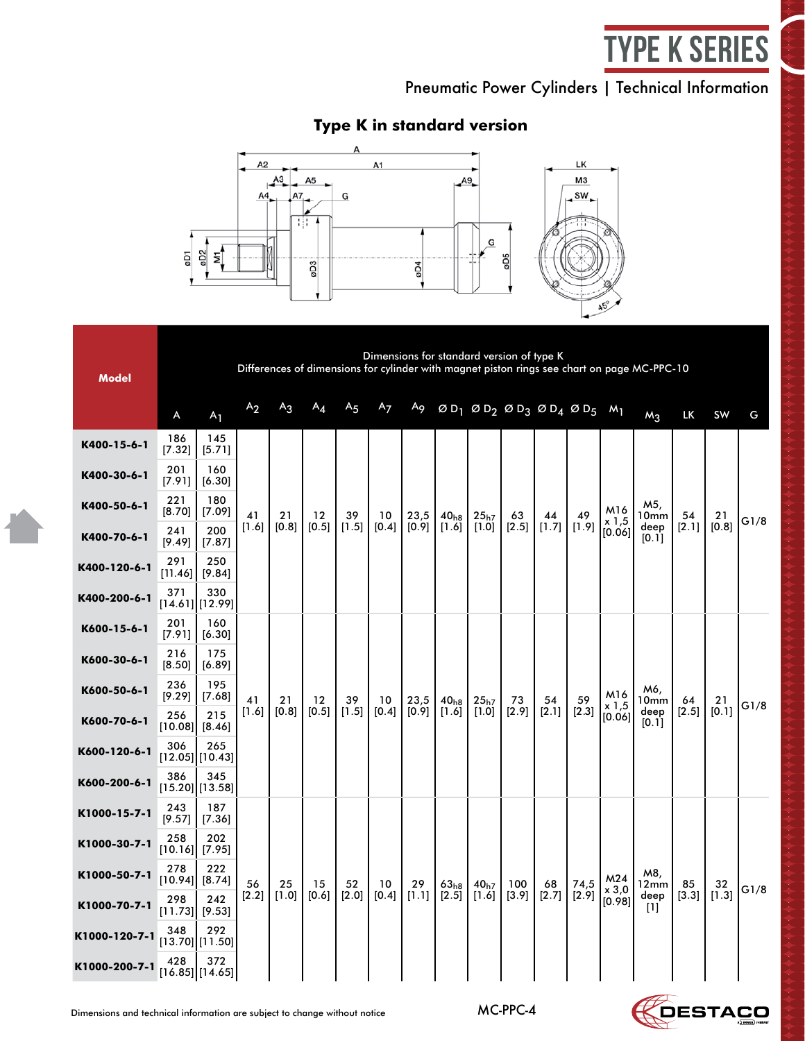# TYPE K SERIES

Pneumatic Power Cylinders | Technical Information

## Type K in standard version

| Model | Dimensions for standard version of type K<br>Differences of dimensions for cylinder with magnet piston rings see chart on page MC-PPC-10 | | | | | | | | | | | | | | | | | |
|---|---|---|---|---|---|---|---|---|---|---|---|---|---|---|---|---|---|---|
| | A | $A_1$ | $A_2$ | $A_3$ | $A_4$ | $A_5$ | $A_7$ | $A_9$ | Ø $D_1$ | Ø $D_2$ | Ø $D_3$ | Ø $D_4$ | Ø $D_5$ | $M_1$ | $M_3$ | LK | SW | G |
| K400-15-6-1 | 186 [7.32] | 145 [5.71] | 41 [1.6] | 21 [0.8] | 12 [0.5] | 39 [1.5] | 10 [0.4] | 23,5 [0.9] | $40_{h8}$ [1.6] | $25_{h7}$ [1.0] | 63 [2.5] | 44 [1.7] | 49 [1.9] | M16 x 1,5 [0.06] | M5, 10mm deep [0.1] | 54 [2.1] | 21 [0.8] | G1/8 |
| K400-30-6-1 | 201 [7.91] | 160 [6.30] | | | | | | | | | | | | | | | | |
| K400-50-6-1 | 221 [8.70] | 180 [7.09] | | | | | | | | | | | | | | | | |
| K400-70-6-1 | 241 [9.49] | 200 [7.87] | | | | | | | | | | | | | | | | |
| K400-120-6-1 | 291 [11.46] | 250 [9.84] | | | | | | | | | | | | | | | | |
| K400-200-6-1 | 371 [14.61] | 330 [12.99] | | | | | | | | | | | | | | | | |
| K600-15-6-1 | 201 [7.91] | 160 [6.30] | 41 [1.6] | 21 [0.8] | 12 [0.5] | 39 [1.5] | 10 [0.4] | 23,5 [0.9] | $40_{h8}$ [1.6] | $25_{h7}$ [1.0] | 73 [2.9] | 54 [2.1] | 59 [2.3] | M16 x 1,5 [0.06] | M6, 10mm deep [0.1] | 64 [2.5] | 21 [0.1] | G1/8 |
| K600-30-6-1 | 216 [8.50] | 175 [6.89] | | | | | | | | | | | | | | | | |
| K600-50-6-1 | 236 [9.29] | 195 [7.68] | | | | | | | | | | | | | | | | |
| K600-70-6-1 | 256 [10.08] | 215 [8.46] | | | | | | | | | | | | | | | | |
| K600-120-6-1 | 306 [12.05] | 265 [10.43] | | | | | | | | | | | | | | | | |
| K600-200-6-1 | 386 [15.20] | 345 [13.58] | | | | | | | | | | | | | | | | |
| K1000-15-7-1 | 243 [9.57] | 187 [7.36] | 56 [2.2] | 25 [1.0] | 15 [0.6] | 52 [2.0] | 10 [0.4] | 29 [1.1] | $63_{h8}$ [2.5] | $40_{h7}$ [1.6] | 100 [3.9] | 68 [2.7] | 74,5 [2.9] | M24 x 3,0 [0.98] | M8, 12mm deep [1] | 85 [3.3] | 32 [1.3] | G1/8 |
| K1000-30-7-1 | 258 [10.16] | 202 [7.95] | | | | | | | | | | | | | | | | |
| K1000-50-7-1 | 278 [10.94] | 222 [8.74] | | | | | | | | | | | | | | | | |
| K1000-70-7-1 | 298 [11.73] | 242 [9.53] | | | | | | | | | | | | | | | | |
| K1000-120-7-1 | 348 [13.70] | 292 [11.50] | | | | | | | | | | | | | | | | |
| K1000-200-7-1 | 428 [16.85] | 372 [14.65] | | | | | | | | | | | | | | | | |

Dimensions and technical information are subject to change without notice

MC-PPC-4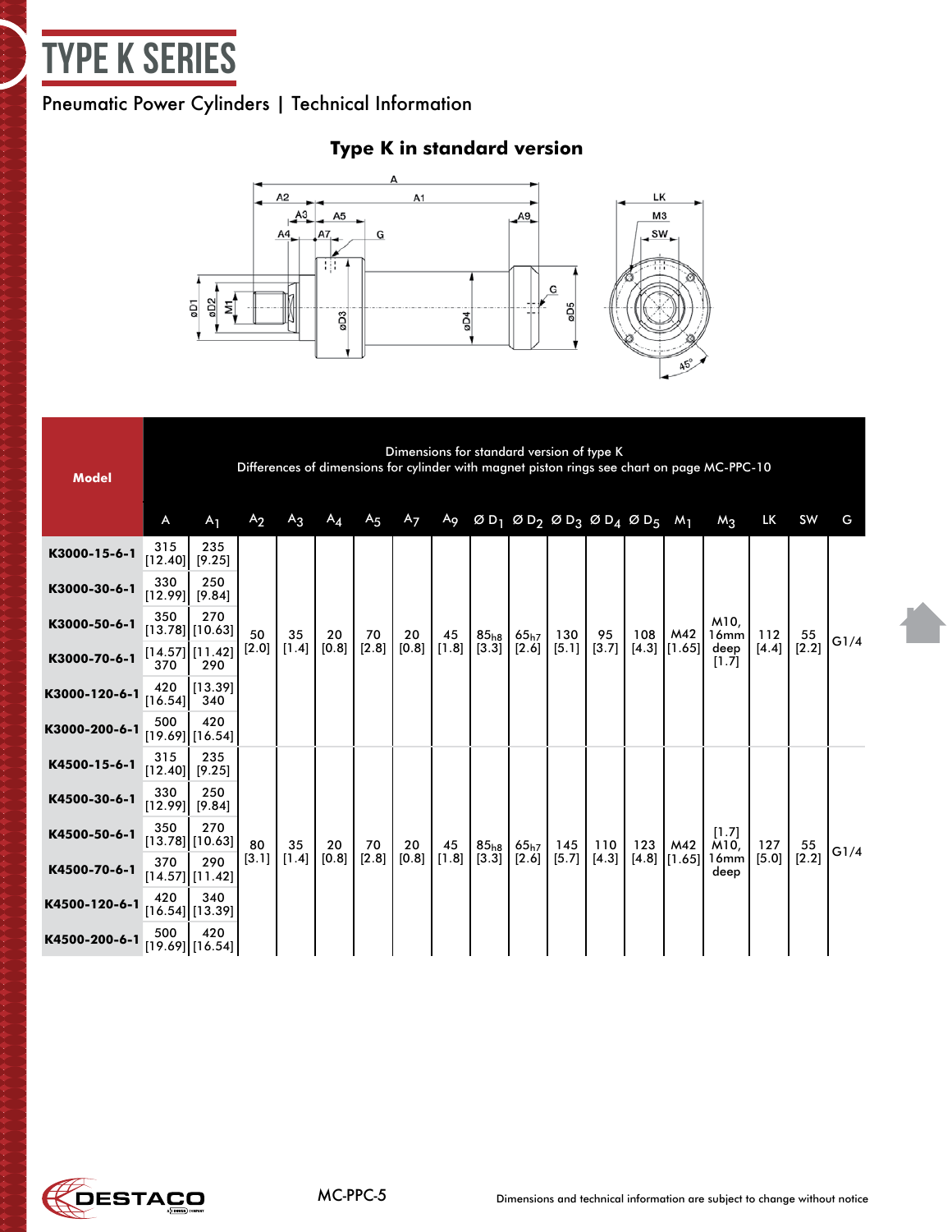# TYPE K SERIES

Pneumatic Power Cylinders | Technical Information

## Type K in standard version

| Model | A | $A_1$ | $A_2$ | $A_3$ | $A_4$ | $A_5$ | $A_7$ | $A_9$ | Ø $D_1$ | Ø $D_2$ | Ø $D_3$ | Ø $D_4$ | Ø $D_5$ | $M_1$ | $M_3$ | LK | SW | G |
|---|---|---|---|---|---|---|---|---|---|---|---|---|---|---|---|---|---|---|
| | Dimensions for standard version of type K<br>Differences of dimensions for cylinder with magnet piston rings see chart on page MC-PPC-10 | | | | | | | | | | | | | | | | | |
| K3000-15-6-1 | 315 [12.40] | 235 [9.25] | 50 [2.0] | 35 [1.4] | 20 [0.8] | 70 [2.8] | 20 [0.8] | 45 [1.8] | $85_{h8}$ [3.3] | $65_{h7}$ [2.6] | 130 [5.1] | 95 [3.7] | 108 [4.3] | M42 [1.65] | M10, 16mm deep [1.7] | 112 [4.4] | 55 [2.2] | G1/4 |
| K3000-30-6-1 | 330 [12.99] | 250 [9.84] | | | | | | | | | | | | | | | | |
| K3000-50-6-1 | 350 [13.78] | 270 [10.63] | | | | | | | | | | | | | | | | |
| K3000-70-6-1 | [14.57] 370 | [11.42] 290 | | | | | | | | | | | | | | | | |
| K3000-120-6-1 | 420 [16.54] | [13.39] 340 | | | | | | | | | | | | | | | | |
| K3000-200-6-1 | 500 [19.69] | 420 [16.54] | | | | | | | | | | | | | | | | |
| K4500-15-6-1 | 315 [12.40] | 235 [9.25] | 80 [3.1] | 35 [1.4] | 20 [0.8] | 70 [2.8] | 20 [0.8] | 45 [1.8] | $85_{h8}$ [3.3] | $65_{h7}$ [2.6] | 145 [5.7] | 110 [4.3] | 123 [4.8] | M42 [1.65] | [1.7] M10, 16mm deep | 127 [5.0] | 55 [2.2] | G1/4 |
| K4500-30-6-1 | 330 [12.99] | 250 [9.84] | | | | | | | | | | | | | | | | |
| K4500-50-6-1 | 350 [13.78] | 270 [10.63] | | | | | | | | | | | | | | | | |
| K4500-70-6-1 | 370 [14.57] | 290 [11.42] | | | | | | | | | | | | | | | | |
| K4500-120-6-1 | 420 [16.54] | 340 [13.39] | | | | | | | | | | | | | | | | |
| K4500-200-6-1 | 500 [19.69] | 420 [16.54] | | | | | | | | | | | | | | | | |

Dimensions and technical information are subject to change without notice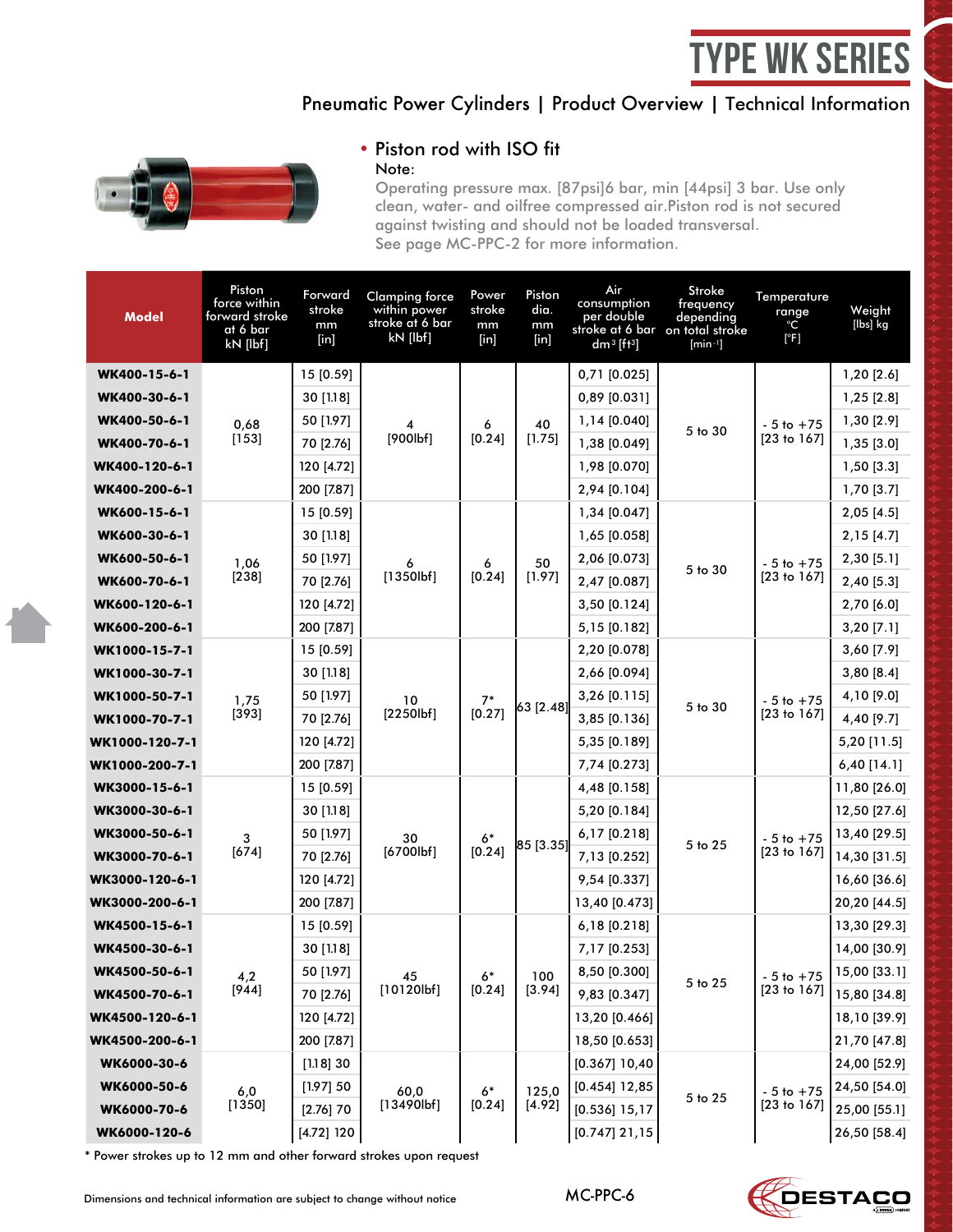# TYPE WK SERIES

Pneumatic Power Cylinders | Product Overview | Technical Information

- Piston rod with ISO fit

Note:

Operating pressure max. [87psi]6 bar, min [44psi] 3 bar. Use only clean, water- and oilfree compressed air.Piston rod is not secured against twisting and should not be loaded transversal.
See page MC-PPC-2 for more information.

| Model | Piston force within forward stroke at 6 bar kN [lbf] | Forward stroke mm [in] | Clamping force within power stroke at 6 bar kN [lbf] | Power stroke mm [in] | Piston dia. mm [in] | Air consumption per double stroke at 6 bar dm³ [ft³] | Stroke frequency depending on total stroke [min⁻¹] | Temperature range °C [°F] | Weight [lbs] kg |
|---|---|---|---|---|---|---|---|---|---|
| WK400-15-6-1 | 0,68 [153] | 15 [0.59] | 4 [900lbf] | 6 [0.24] | 40 [1.75] | 0,71 [0.025] | 5 to 30 | - 5 to +75 [23 to 167] | 1,20 [2.6] |
| WK400-30-6-1 | | 30 [1.18] | | | | 0,89 [0.031] | | | 1,25 [2.8] |
| WK400-50-6-1 | | 50 [1.97] | | | | 1,14 [0.040] | | | 1,30 [2.9] |
| WK400-70-6-1 | | 70 [2.76] | | | | 1,38 [0.049] | | | 1,35 [3.0] |
| WK400-120-6-1 | | 120 [4.72] | | | | 1,98 [0.070] | | | 1,50 [3.3] |
| WK400-200-6-1 | | 200 [7.87] | | | | 2,94 [0.104] | | | 1,70 [3.7] |
| WK600-15-6-1 | 1,06 [238] | 15 [0.59] | 6 [1350lbf] | 6 [0.24] | 50 [1.97] | 1,34 [0.047] | 5 to 30 | - 5 to +75 [23 to 167] | 2,05 [4.5] |
| WK600-30-6-1 | | 30 [1.18] | | | | 1,65 [0.058] | | | 2,15 [4.7] |
| WK600-50-6-1 | | 50 [1.97] | | | | 2,06 [0.073] | | | 2,30 [5.1] |
| WK600-70-6-1 | | 70 [2.76] | | | | 2,47 [0.087] | | | 2,40 [5.3] |
| WK600-120-6-1 | | 120 [4.72] | | | | 3,50 [0.124] | | | 2,70 [6.0] |
| WK600-200-6-1 | | 200 [7.87] | | | | 5,15 [0.182] | | | 3,20 [7.1] |
| WK1000-15-7-1 | 1,75 [393] | 15 [0.59] | 10 [2250lbf] | 7* [0.27] | 63 [2.48] | 2,20 [0.078] | 5 to 30 | - 5 to +75 [23 to 167] | 3,60 [7.9] |
| WK1000-30-7-1 | | 30 [1.18] | | | | 2,66 [0.094] | | | 3,80 [8.4] |
| WK1000-50-7-1 | | 50 [1.97] | | | | 3,26 [0.115] | | | 4,10 [9.0] |
| WK1000-70-7-1 | | 70 [2.76] | | | | 3,85 [0.136] | | | 4,40 [9.7] |
| WK1000-120-7-1 | | 120 [4.72] | | | | 5,35 [0.189] | | | 5,20 [11.5] |
| WK1000-200-7-1 | | 200 [7.87] | | | | 7,74 [0.273] | | | 6,40 [14.1] |
| WK3000-15-6-1 | 3 [674] | 15 [0.59] | 30 [6700lbf] | 6* [0.24] | 85 [3.35] | 4,48 [0.158] | 5 to 25 | - 5 to +75 [23 to 167] | 11,80 [26.0] |
| WK3000-30-6-1 | | 30 [1.18] | | | | 5,20 [0.184] | | | 12,50 [27.6] |
| WK3000-50-6-1 | | 50 [1.97] | | | | 6,17 [0.218] | | | 13,40 [29.5] |
| WK3000-70-6-1 | | 70 [2.76] | | | | 7,13 [0.252] | | | 14,30 [31.5] |
| WK3000-120-6-1 | | 120 [4.72] | | | | 9,54 [0.337] | | | 16,60 [36.6] |
| WK3000-200-6-1 | | 200 [7.87] | | | | 13,40 [0.473] | | | 20,20 [44.5] |
| WK4500-15-6-1 | 4,2 [944] | 15 [0.59] | 45 [10120lbf] | 6* [0.24] | 100 [3.94] | 6,18 [0.218] | 5 to 25 | - 5 to +75 [23 to 167] | 13,30 [29.3] |
| WK4500-30-6-1 | | 30 [1.18] | | | | 7,17 [0.253] | | | 14,00 [30.9] |
| WK4500-50-6-1 | | 50 [1.97] | | | | 8,50 [0.300] | | | 15,00 [33.1] |
| WK4500-70-6-1 | | 70 [2.76] | | | | 9,83 [0.347] | | | 15,80 [34.8] |
| WK4500-120-6-1 | | 120 [4.72] | | | | 13,20 [0.466] | | | 18,10 [39.9] |
| WK4500-200-6-1 | | 200 [7.87] | | | | 18,50 [0.653] | | | 21,70 [47.8] |
| WK6000-30-6 | 6,0 [1350] | [1.18] 30 | 60,0 [13490lbf] | 6* [0.24] | 125,0 [4.92] | [0.367] 10,40 | 5 to 25 | - 5 to +75 [23 to 167] | 24,00 [52.9] |
| WK6000-50-6 | | [1.97] 50 | | | | [0.454] 12,85 | | | 24,50 [54.0] |
| WK6000-70-6 | | [2.76] 70 | | | | [0.536] 15,17 | | | 25,00 [55.1] |
| WK6000-120-6 | | [4.72] 120 | | | | [0.747] 21,15 | | | 26,50 [58.4] |

* Power strokes up to 12 mm and other forward strokes upon request

Dimensions and technical information are subject to change without notice

MC-PPC-6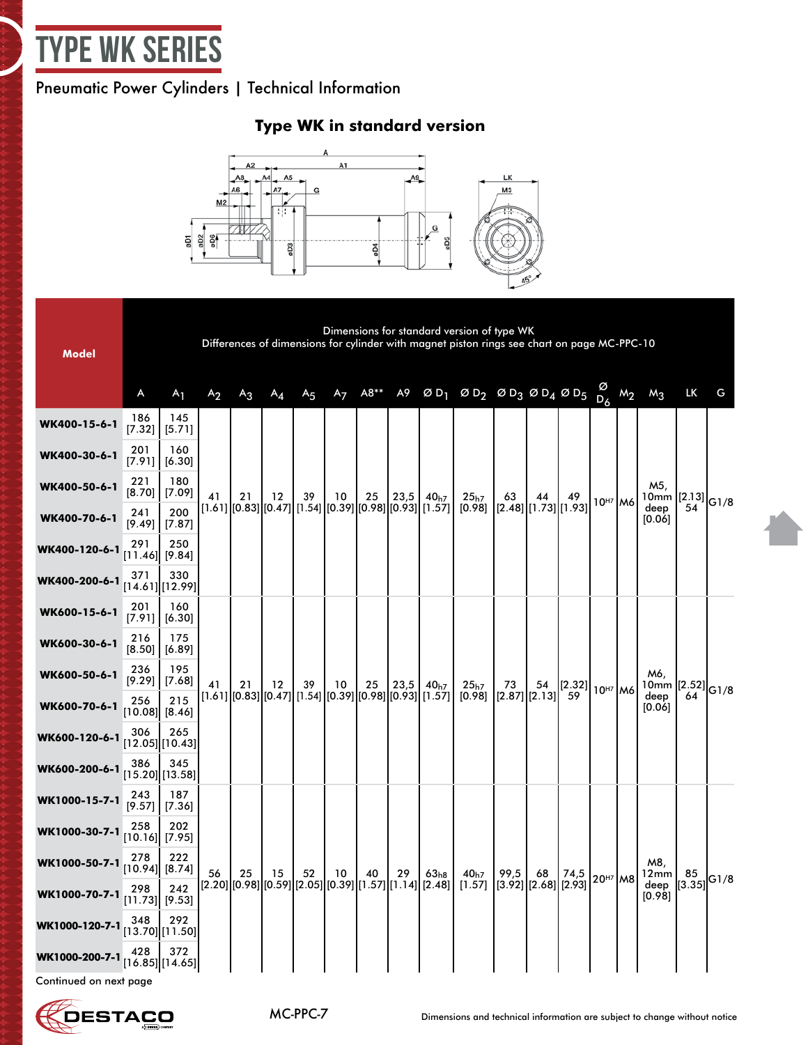# TYPE WK SERIES

Pneumatic Power Cylinders | Technical Information

## Type WK in standard version

| Model | A | A1 | A2 | A3 | A4 | A5 | A7 | A8** | A9 | Ø D1 | Ø D2 | Ø D3 | Ø D4 | Ø D5 | Ø D6 | M2 | M3 | LK | G |
|---|---|---|---|---|---|---|---|---|---|---|---|---|---|---|---|---|---|---|---|
| | Dimensions for standard version of type WK<br>Differences of dimensions for cylinder with magnet piston rings see chart on page MC-PPC-10 | | | | | | | | | | | | | | | | | | |
| WK400-15-6-1 | 186 [7.32] | 145 [5.71] | 41 [1.61] | 21 [0.83] | 12 [0.47] | 39 [1.54] | 10 [0.39] | 25 [0.98] | 23,5 [0.93] | 40h7 [1.57] | 25h7 [0.98] | 63 [2.48] | 44 [1.73] | 49 [1.93] | 10H7 | M6 | M5, 10mm deep [0.06] | [2.13] 54 | G1/8 |
| WK400-30-6-1 | 201 [7.91] | 160 [6.30] | | | | | | | | | | | | | | | | | |
| WK400-50-6-1 | 221 [8.70] | 180 [7.09] | | | | | | | | | | | | | | | | | |
| WK400-70-6-1 | 241 [9.49] | 200 [7.87] | | | | | | | | | | | | | | | | | |
| WK400-120-6-1 | 291 [11.46] | 250 [9.84] | | | | | | | | | | | | | | | | | |
| WK400-200-6-1 | 371 [14.61] | 330 [12.99] | | | | | | | | | | | | | | | | | |
| WK600-15-6-1 | 201 [7.91] | 160 [6.30] | 41 [1.61] | 21 [0.83] | 12 [0.47] | 39 [1.54] | 10 [0.39] | 25 [0.98] | 23,5 [0.93] | 40h7 [1.57] | 25h7 [0.98] | 73 [2.87] | 54 [2.13] | [2.32] 59 | 10H7 | M6 | M6, 10mm deep [0.06] | [2.52] 64 | G1/8 |
| WK600-30-6-1 | 216 [8.50] | 175 [6.89] | | | | | | | | | | | | | | | | | |
| WK600-50-6-1 | 236 [9.29] | 195 [7.68] | | | | | | | | | | | | | | | | | |
| WK600-70-6-1 | 256 [10.08] | 215 [8.46] | | | | | | | | | | | | | | | | | |
| WK600-120-6-1 | 306 [12.05] | 265 [10.43] | | | | | | | | | | | | | | | | | |
| WK600-200-6-1 | 386 [15.20] | 345 [13.58] | | | | | | | | | | | | | | | | | |
| WK1000-15-7-1 | 243 [9.57] | 187 [7.36] | 56 [2.20] | 25 [0.98] | 15 [0.59] | 52 [2.05] | 10 [0.39] | 40 [1.57] | 29 [1.14] | 63h8 [2.48] | 40h7 [1.57] | 99,5 [3.92] | 68 [2.68] | 74,5 [2.93] | 20H7 | M8 | M8, 12mm deep [0.98] | 85 [3.35] | G1/8 |
| WK1000-30-7-1 | 258 [10.16] | 202 [7.95] | | | | | | | | | | | | | | | | | |
| WK1000-50-7-1 | 278 [10.94] | 222 [8.74] | | | | | | | | | | | | | | | | | |
| WK1000-70-7-1 | 298 [11.73] | 242 [9.53] | | | | | | | | | | | | | | | | | |
| WK1000-120-7-1 | 348 [13.70] | 292 [11.50] | | | | | | | | | | | | | | | | | |
| WK1000-200-7-1 | 428 [16.85] | 372 [14.65] | | | | | | | | | | | | | | | | | |

Continued on next page

Dimensions and technical information are subject to change without notice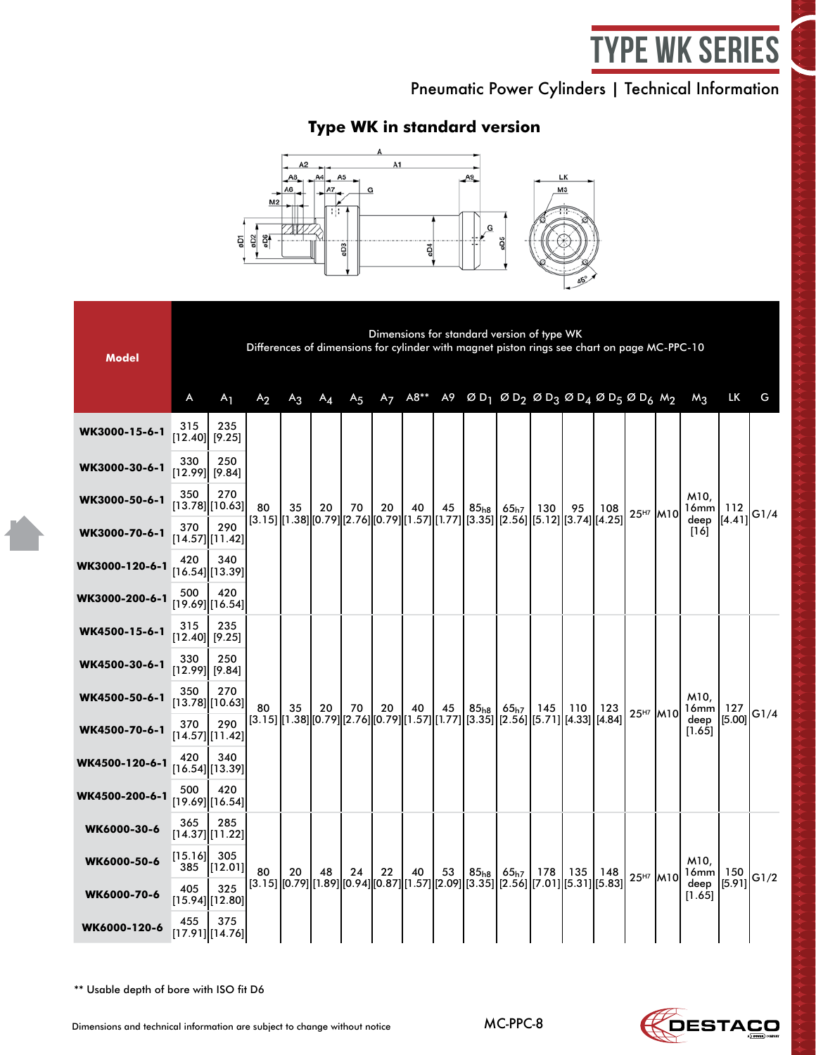# TYPE WK SERIES

Pneumatic Power Cylinders | Technical Information

## Type WK in standard version

| Model | A | $A_1$ | $A_2$ | $A_3$ | $A_4$ | $A_5$ | $A_7$ | A8** | A9 | Ø $D_1$ | Ø $D_2$ | Ø $D_3$ | Ø $D_4$ | Ø $D_5$ | Ø $D_6$ | $M_2$ | $M_3$ | LK | G |
|---|---|---|---|---|---|---|---|---|---|---|---|---|---|---|---|---|---|---|---|
| | Dimensions for standard version of type WK. Differences of dimensions for cylinder with magnet piston rings see chart on page MC-PPC-10 | | | | | | | | | | | | | | | | | | |
| WK3000-15-6-1 | 315 [12.40] | 235 [9.25] | 80 [3.15] | 35 [1.38] | 20 [0.79] | 70 [2.76] | 20 [0.79] | 40 [1.57] | 45 [1.77] | $85_{h8}$ [3.35] | $65_{h7}$ [2.56] | 130 [5.12] | 95 [3.74] | 108 [4.25] | $25^{H7}$ | M10 | M10, 16mm deep [16] | 112 [4.41] | G1/4 |
| WK3000-30-6-1 | 330 [12.99] | 250 [9.84] | | | | | | | | | | | | | | | | | |
| WK3000-50-6-1 | 350 [13.78] | 270 [10.63] | | | | | | | | | | | | | | | | | |
| WK3000-70-6-1 | 370 [14.57] | 290 [11.42] | | | | | | | | | | | | | | | | | |
| WK3000-120-6-1 | 420 [16.54] | 340 [13.39] | | | | | | | | | | | | | | | | | |
| WK3000-200-6-1 | 500 [19.69] | 420 [16.54] | | | | | | | | | | | | | | | | | |
| WK4500-15-6-1 | 315 [12.40] | 235 [9.25] | 80 [3.15] | 35 [1.38] | 20 [0.79] | 70 [2.76] | 20 [0.79] | 40 [1.57] | 45 [1.77] | $85_{h8}$ [3.35] | $65_{h7}$ [2.56] | 145 [5.71] | 110 [4.33] | 123 [4.84] | $25^{H7}$ | M10 | M10, 16mm deep [1.65] | 127 [5.00] | G1/4 |
| WK4500-30-6-1 | 330 [12.99] | 250 [9.84] | | | | | | | | | | | | | | | | | |
| WK4500-50-6-1 | 350 [13.78] | 270 [10.63] | | | | | | | | | | | | | | | | | |
| WK4500-70-6-1 | 370 [14.57] | 290 [11.42] | | | | | | | | | | | | | | | | | |
| WK4500-120-6-1 | 420 [16.54] | 340 [13.39] | | | | | | | | | | | | | | | | | |
| WK4500-200-6-1 | 500 [19.69] | 420 [16.54] | | | | | | | | | | | | | | | | | |
| WK6000-30-6 | 365 [14.37] | 285 [11.22] | 80 [3.15] | 20 [0.79] | 48 [1.89] | 24 [0.94] | 22 [0.87] | 40 [1.57] | 53 [2.09] | $85_{h8}$ [3.35] | $65_{h7}$ [2.56] | 178 [7.01] | 135 [5.31] | 148 [5.83] | $25^{H7}$ | M10 | M10, 16mm deep [1.65] | 150 [5.91] | G1/2 |
| WK6000-50-6 | [15.16] 385 | 305 [12.01] | | | | | | | | | | | | | | | | | |
| WK6000-70-6 | 405 [15.94] | 325 [12.80] | | | | | | | | | | | | | | | | | |
| WK6000-120-6 | 455 [17.91] | 375 [14.76] | | | | | | | | | | | | | | | | | |

** Usable depth of bore with ISO fit D6

Dimensions and technical information are subject to change without notice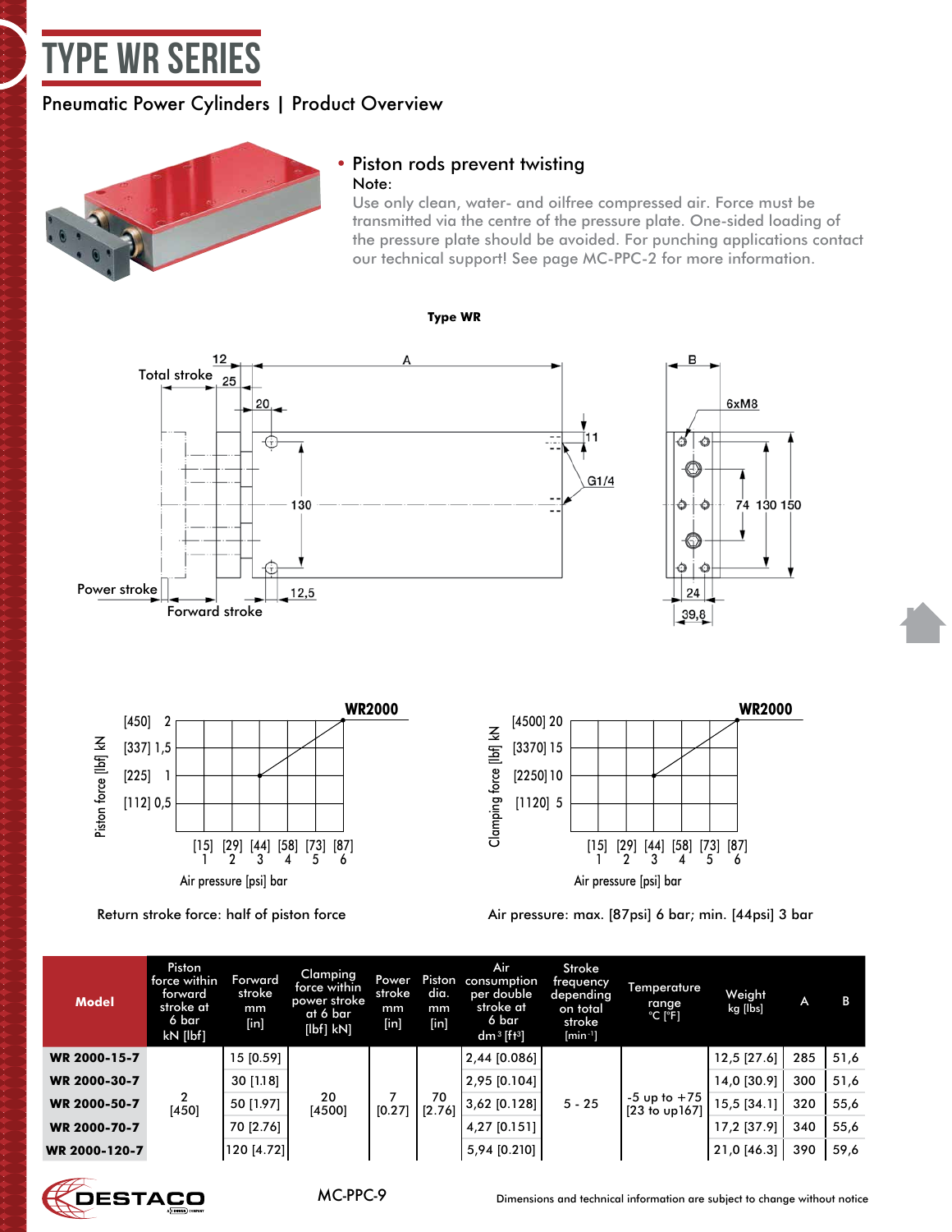# TYPE WR SERIES

## Pneumatic Power Cylinders | Product Overview

- Piston rods prevent twisting

Note:
Use only clean, water- and oilfree compressed air. Force must be transmitted via the centre of the pressure plate. One-sided loading of the pressure plate should be avoided. For punching applications contact our technical support! See page MC-PPC-2 for more information.

**Type WR**

Return stroke force: half of piston force

Air pressure: max. [87psi] 6 bar; min. [44psi] 3 bar

| Model | Piston force within forward stroke at 6 bar kN [lbf] | Forward stroke mm [in] | Clamping force within power stroke at 6 bar [lbf] kN] | Power stroke mm [in] | Piston dia. mm [in] | Air consumption per double stroke at 6 bar dm³ [ft³] | Stroke frequency depending on total stroke [min⁻¹] | Temperature range °C [°F] | Weight kg [lbs] | A | B |
|---|---|---|---|---|---|---|---|---|---|---|---|
| **WR 2000-15-7** | 2 [450] | 15 [0.59] | 20 [4500] | 7 [0.27] | 70 [2.76] | 2,44 [0.086] | 5 - 25 | -5 up to +75 [23 to up167] | 12,5 [27.6] | 285 | 51,6 |
| **WR 2000-30-7** | | 30 [1.18] | | | | 2,95 [0.104] | | | 14,0 [30.9] | 300 | 51,6 |
| **WR 2000-50-7** | | 50 [1.97] | | | | 3,62 [0.128] | | | 15,5 [34.1] | 320 | 55,6 |
| **WR 2000-70-7** | | 70 [2.76] | | | | 4,27 [0.151] | | | 17,2 [37.9] | 340 | 55,6 |
| **WR 2000-120-7** | | 120 [4.72] | | | | 5,94 [0.210] | | | 21,0 [46.3] | 390 | 59,6 |

Dimensions and technical information are subject to change without notice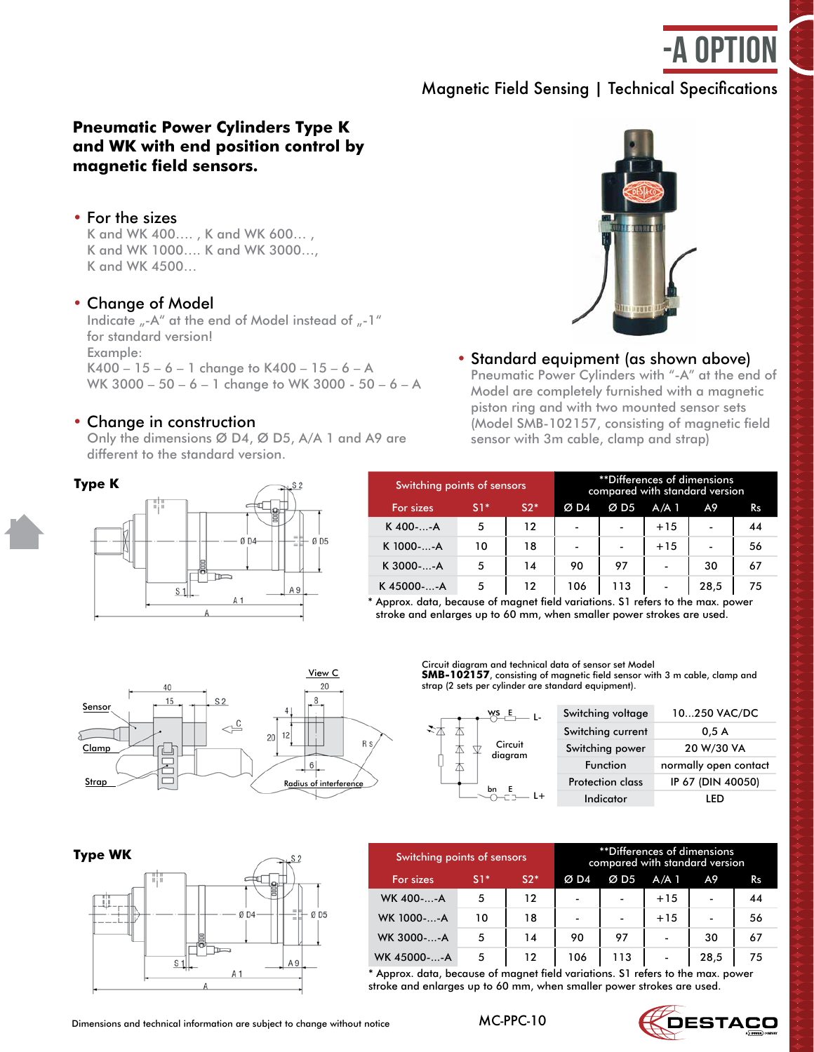# -A OPTION

## Magnetic Field Sensing | Technical Specifications

**Pneumatic Power Cylinders Type K and WK with end position control by magnetic field sensors.**

- **For the sizes**
  K and WK 400…. , K and WK 600… ,
  K and WK 1000…. K and WK 3000…,
  K and WK 4500…

- **Change of Model**
  Indicate „-A" at the end of Model instead of „-1"
  for standard version!
  Example:
  K400 – 15 – 6 – 1 change to K400 – 15 – 6 – A
  WK 3000 – 50 – 6 – 1 change to WK 3000 - 50 – 6 – A

- **Change in construction**
  Only the dimensions Ø D4, Ø D5, A/A 1 and A9 are different to the standard version.

- **Standard equipment (as shown above)**
  Pneumatic Power Cylinders with "-A" at the end of Model are completely furnished with a magnetic piston ring and with two mounted sensor sets (Model SMB-102157, consisting of magnetic field sensor with 3m cable, clamp and strap)

### Type K

| Switching points of sensors | | | **Differences of dimensions compared with standard version | | | | |
|---|---|---|---|---|---|---|---|
| For sizes | S1* | S2* | Ø D4 | Ø D5 | A/A 1 | A9 | Rs |
| K 400-...-A | 5 | 12 | - | - | +15 | - | 44 |
| K 1000-....-A | 10 | 18 | - | - | +15 | - | 56 |
| K 3000-....-A | 5 | 14 | 90 | 97 | - | 30 | 67 |
| K 45000-....-A | 5 | 12 | 106 | 113 | - | 28,5 | 75 |

* Approx. data, because of magnet field variations. S1 refers to the max. power stroke and enlarges up to 60 mm, when smaller power strokes are used.

Circuit diagram and technical data of sensor set Model **SMB-102157**, consisting of magnetic field sensor with 3 m cable, clamp and strap (2 sets per cylinder are standard equipment).

| | |
|---|---|
| Switching voltage | 10...250 VAC/DC |
| Switching current | 0,5 A |
| Switching power | 20 W/30 VA |
| Function | normally open contact |
| Protection class | IP 67 (DIN 40050) |
| Indicator | LED |

### Type WK

| Switching points of sensors | | | **Differences of dimensions compared with standard version | | | | |
|---|---|---|---|---|---|---|---|
| For sizes | S1* | S2* | Ø D4 | Ø D5 | A/A 1 | A9 | Rs |
| WK 400-....-A | 5 | 12 | - | - | +15 | - | 44 |
| WK 1000-....-A | 10 | 18 | - | - | +15 | - | 56 |
| WK 3000-....-A | 5 | 14 | 90 | 97 | - | 30 | 67 |
| WK 45000-....-A | 5 | 12 | 106 | 113 | - | 28,5 | 75 |

* Approx. data, because of magnet field variations. S1 refers to the max. power stroke and enlarges up to 60 mm, when smaller power strokes are used.

Dimensions and technical information are subject to change without notice

MC-PPC-10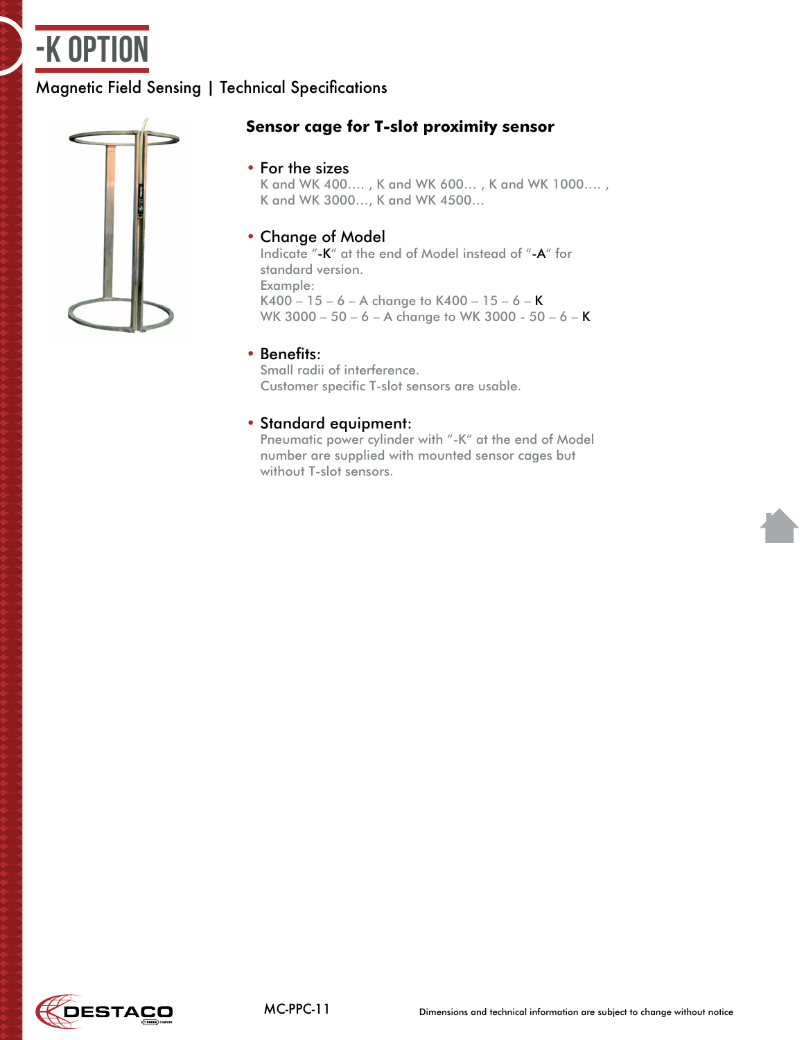# -K OPTION

Magnetic Field Sensing | Technical Specifications

### Sensor cage for T-slot proximity sensor

- For the sizes
  K and WK 400…. , K and WK 600… , K and WK 1000…. ,
  K and WK 3000…, K and WK 4500…

- Change of Model
  Indicate "-K" at the end of Model instead of "-A" for standard version.
  Example:
  K400 – 15 – 6 – A change to K400 – 15 – 6 – K
  WK 3000 – 50 – 6 – A change to WK 3000 - 50 – 6 – K

- Benefits:
  Small radii of interference.
  Customer specific T-slot sensors are usable.

- Standard equipment:
  Pneumatic power cylinder with "-K" at the end of Model number are supplied with mounted sensor cages but without T-slot sensors.

MC-PPC-11

Dimensions and technical information are subject to change without notice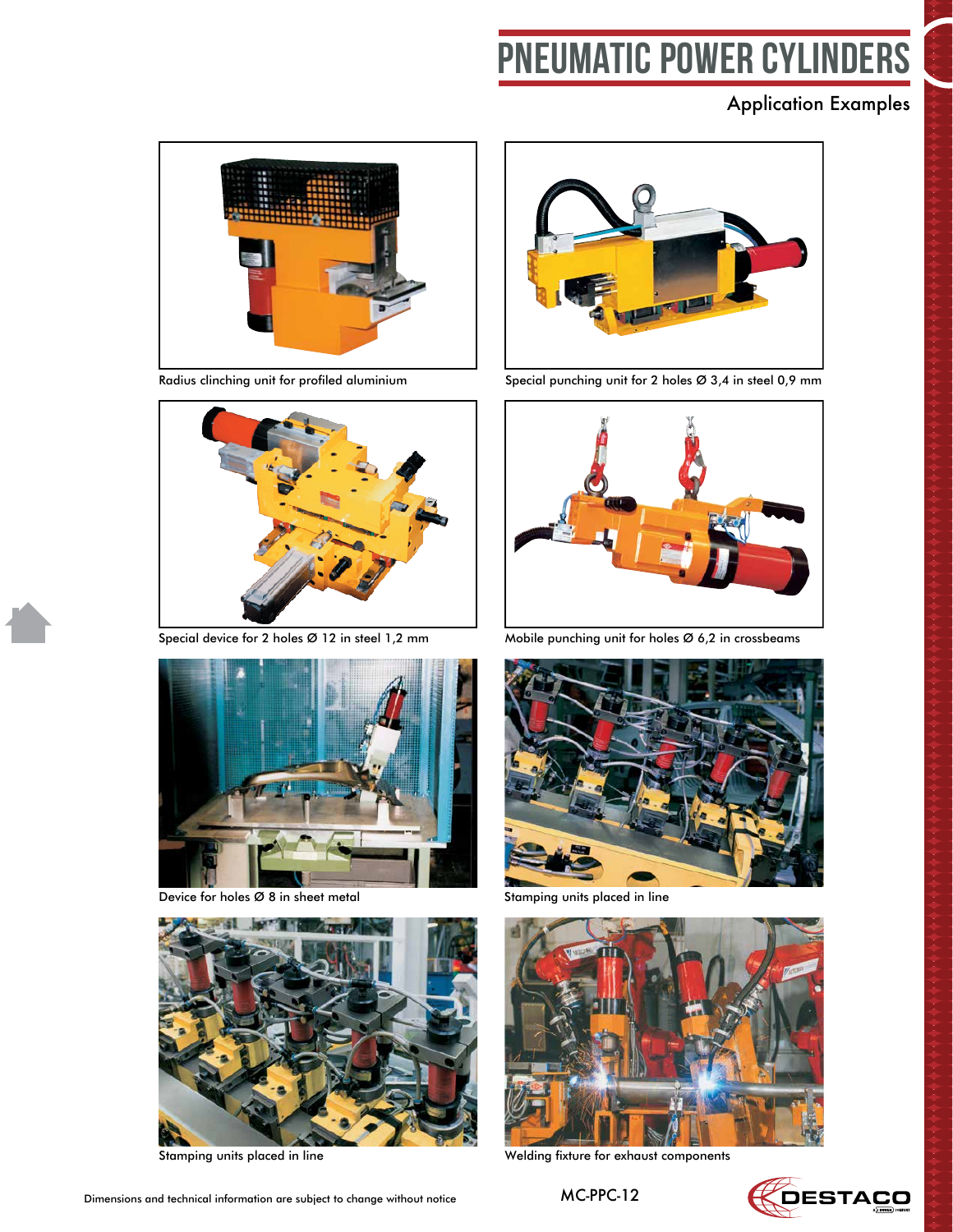# PNEUMATIC POWER CYLINDERS

## Application Examples

Radius clinching unit for profiled aluminium

Special punching unit for 2 holes Ø 3,4 in steel 0,9 mm

Special device for 2 holes Ø 12 in steel 1,2 mm

Mobile punching unit for holes Ø 6,2 in crossbeams

Device for holes Ø 8 in sheet metal

Stamping units placed in line

Stamping units placed in line

Welding fixture for exhaust components

Dimensions and technical information are subject to change without notice